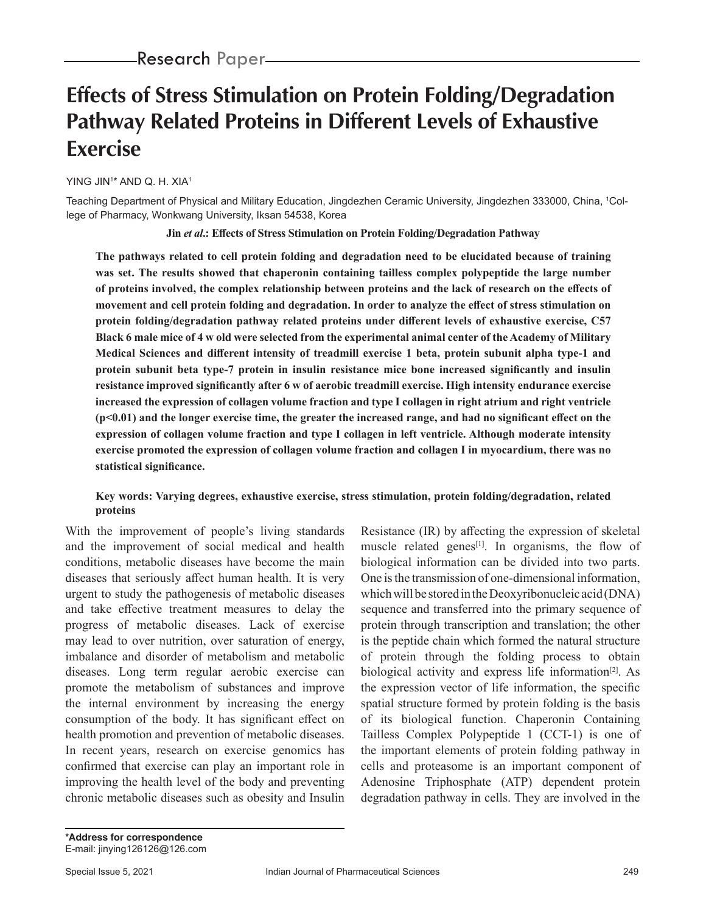Research Paper

# Effects of Stress Stimulation on Protein Folding/Degradation Pathway Related Proteins in Different Levels of Exhaustive Exercise

YING JIN[1]* AND Q. H. XIA[1]

Teaching Department of Physical and Military Education, Jingdezhen Ceramic University, Jingdezhen 333000, China, [1]College of Pharmacy, Wonkwang University, Iksan 54538, Korea

**Jin *et al*.: Effects of Stress Stimulation on Protein Folding/Degradation Pathway**

**The pathways related to cell protein folding and degradation need to be elucidated because of training was set. The results showed that chaperonin containing tailless complex polypeptide the large number of proteins involved, the complex relationship between proteins and the lack of research on the effects of movement and cell protein folding and degradation. In order to analyze the effect of stress stimulation on protein folding/degradation pathway related proteins under different levels of exhaustive exercise, C57 Black 6 male mice of 4 w old were selected from the experimental animal center of the Academy of Military Medical Sciences and different intensity of treadmill exercise 1 beta, protein subunit alpha type-1 and protein subunit beta type-7 protein in insulin resistance mice bone increased significantly and insulin resistance improved significantly after 6 w of aerobic treadmill exercise. High intensity endurance exercise increased the expression of collagen volume fraction and type I collagen in right atrium and right ventricle ($p<0.01$) and the longer exercise time, the greater the increased range, and had no significant effect on the expression of collagen volume fraction and type I collagen in left ventricle. Although moderate intensity exercise promoted the expression of collagen volume fraction and collagen I in myocardium, there was no statistical significance.**

**Key words: Varying degrees, exhaustive exercise, stress stimulation, protein folding/degradation, related proteins**

With the improvement of people's living standards and the improvement of social medical and health conditions, metabolic diseases have become the main diseases that seriously affect human health. It is very urgent to study the pathogenesis of metabolic diseases and take effective treatment measures to delay the progress of metabolic diseases. Lack of exercise may lead to over nutrition, over saturation of energy, imbalance and disorder of metabolism and metabolic diseases. Long term regular aerobic exercise can promote the metabolism of substances and improve the internal environment by increasing the energy consumption of the body. It has significant effect on health promotion and prevention of metabolic diseases. In recent years, research on exercise genomics has confirmed that exercise can play an important role in improving the health level of the body and preventing chronic metabolic diseases such as obesity and Insulin Resistance (IR) by affecting the expression of skeletal muscle related genes[1]. In organisms, the flow of biological information can be divided into two parts. One is the transmission of one-dimensional information, which will be stored in the Deoxyribonucleic acid (DNA) sequence and transferred into the primary sequence of protein through transcription and translation; the other is the peptide chain which formed the natural structure of protein through the folding process to obtain biological activity and express life information[2]. As the expression vector of life information, the specific spatial structure formed by protein folding is the basis of its biological function. Chaperonin Containing Tailless Complex Polypeptide 1 (CCT-1) is one of the important elements of protein folding pathway in cells and proteasome is an important component of Adenosine Triphosphate (ATP) dependent protein degradation pathway in cells. They are involved in the

**\*Address for correspondence**
E-mail: jinying126126@126.com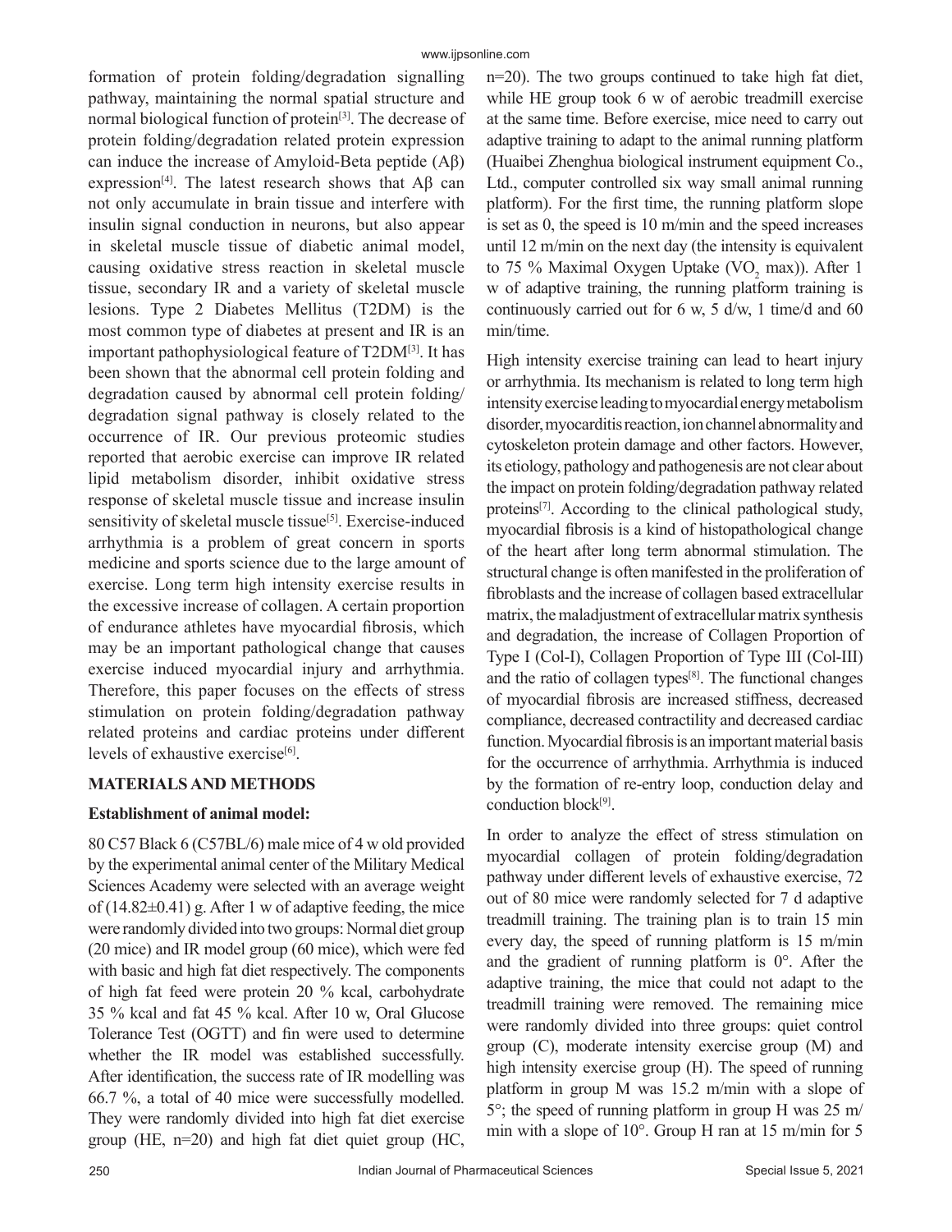formation of protein folding/degradation signalling pathway, maintaining the normal spatial structure and normal biological function of protein[3]. The decrease of protein folding/degradation related protein expression can induce the increase of Amyloid-Beta peptide (Aβ) expression[4]. The latest research shows that Aβ can not only accumulate in brain tissue and interfere with insulin signal conduction in neurons, but also appear in skeletal muscle tissue of diabetic animal model, causing oxidative stress reaction in skeletal muscle tissue, secondary IR and a variety of skeletal muscle lesions. Type 2 Diabetes Mellitus (T2DM) is the most common type of diabetes at present and IR is an important pathophysiological feature of T2DM[3]. It has been shown that the abnormal cell protein folding and degradation caused by abnormal cell protein folding/degradation signal pathway is closely related to the occurrence of IR. Our previous proteomic studies reported that aerobic exercise can improve IR related lipid metabolism disorder, inhibit oxidative stress response of skeletal muscle tissue and increase insulin sensitivity of skeletal muscle tissue[5]. Exercise-induced arrhythmia is a problem of great concern in sports medicine and sports science due to the large amount of exercise. Long term high intensity exercise results in the excessive increase of collagen. A certain proportion of endurance athletes have myocardial fibrosis, which may be an important pathological change that causes exercise induced myocardial injury and arrhythmia. Therefore, this paper focuses on the effects of stress stimulation on protein folding/degradation pathway related proteins and cardiac proteins under different levels of exhaustive exercise[6].

## MATERIALS AND METHODS

### Establishment of animal model:

80 C57 Black 6 (C57BL/6) male mice of 4 w old provided by the experimental animal center of the Military Medical Sciences Academy were selected with an average weight of (14.82±0.41) g. After 1 w of adaptive feeding, the mice were randomly divided into two groups: Normal diet group (20 mice) and IR model group (60 mice), which were fed with basic and high fat diet respectively. The components of high fat feed were protein 20 % kcal, carbohydrate 35 % kcal and fat 45 % kcal. After 10 w, Oral Glucose Tolerance Test (OGTT) and fin were used to determine whether the IR model was established successfully. After identification, the success rate of IR modelling was 66.7 %, a total of 40 mice were successfully modelled. They were randomly divided into high fat diet exercise group (HE, n=20) and high fat diet quiet group (HC, n=20). The two groups continued to take high fat diet, while HE group took 6 w of aerobic treadmill exercise at the same time. Before exercise, mice need to carry out adaptive training to adapt to the animal running platform (Huaibei Zhenghua biological instrument equipment Co., Ltd., computer controlled six way small animal running platform). For the first time, the running platform slope is set as 0, the speed is 10 m/min and the speed increases until 12 m/min on the next day (the intensity is equivalent to 75 % Maximal Oxygen Uptake ($VO_2$ max)). After 1 w of adaptive training, the running platform training is continuously carried out for 6 w, 5 d/w, 1 time/d and 60 min/time.

High intensity exercise training can lead to heart injury or arrhythmia. Its mechanism is related to long term high intensity exercise leading to myocardial energy metabolism disorder, myocarditis reaction, ion channel abnormality and cytoskeleton protein damage and other factors. However, its etiology, pathology and pathogenesis are not clear about the impact on protein folding/degradation pathway related proteins[7]. According to the clinical pathological study, myocardial fibrosis is a kind of histopathological change of the heart after long term abnormal stimulation. The structural change is often manifested in the proliferation of fibroblasts and the increase of collagen based extracellular matrix, the maladjustment of extracellular matrix synthesis and degradation, the increase of Collagen Proportion of Type I (Col-I), Collagen Proportion of Type III (Col-III) and the ratio of collagen types[8]. The functional changes of myocardial fibrosis are increased stiffness, decreased compliance, decreased contractility and decreased cardiac function. Myocardial fibrosis is an important material basis for the occurrence of arrhythmia. Arrhythmia is induced by the formation of re-entry loop, conduction delay and conduction block[9].

In order to analyze the effect of stress stimulation on myocardial collagen of protein folding/degradation pathway under different levels of exhaustive exercise, 72 out of 80 mice were randomly selected for 7 d adaptive treadmill training. The training plan is to train 15 min every day, the speed of running platform is 15 m/min and the gradient of running platform is 0°. After the adaptive training, the mice that could not adapt to the treadmill training were removed. The remaining mice were randomly divided into three groups: quiet control group (C), moderate intensity exercise group (M) and high intensity exercise group (H). The speed of running platform in group M was 15.2 m/min with a slope of 5°; the speed of running platform in group H was 25 m/min with a slope of 10°. Group H ran at 15 m/min for 5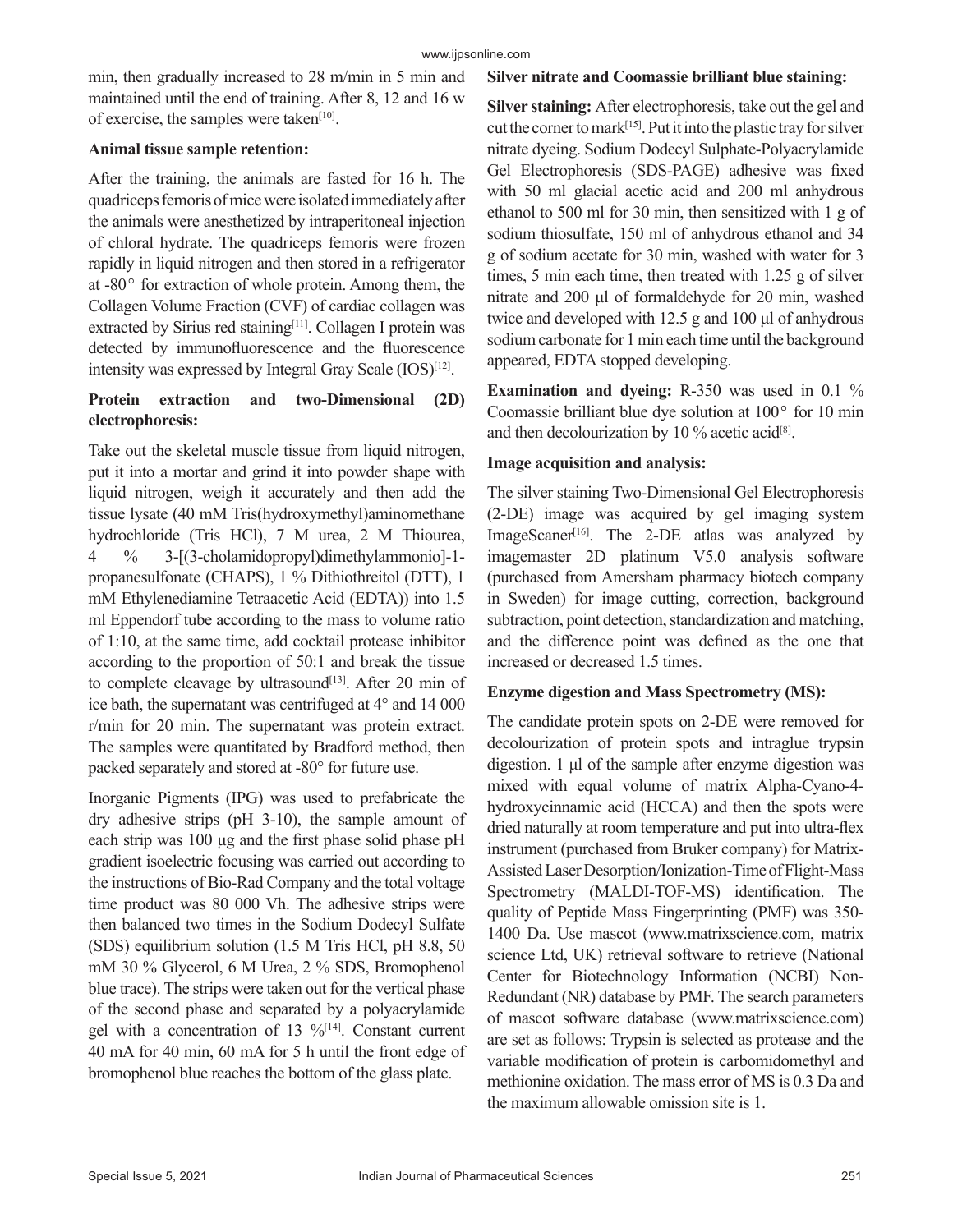min, then gradually increased to 28 m/min in 5 min and maintained until the end of training. After 8, 12 and 16 w of exercise, the samples were taken[10].

**Animal tissue sample retention:**

After the training, the animals are fasted for 16 h. The quadriceps femoris of mice were isolated immediately after the animals were anesthetized by intraperitoneal injection of chloral hydrate. The quadriceps femoris were frozen rapidly in liquid nitrogen and then stored in a refrigerator at -80° for extraction of whole protein. Among them, the Collagen Volume Fraction (CVF) of cardiac collagen was extracted by Sirius red staining[11]. Collagen I protein was detected by immunofluorescence and the fluorescence intensity was expressed by Integral Gray Scale (IOS)[12].

**Protein extraction and two-Dimensional (2D) electrophoresis:**

Take out the skeletal muscle tissue from liquid nitrogen, put it into a mortar and grind it into powder shape with liquid nitrogen, weigh it accurately and then add the tissue lysate (40 mM Tris(hydroxymethyl)aminomethane hydrochloride (Tris HCl), 7 M urea, 2 M Thiourea, 4 % 3-[(3-cholamidopropyl)dimethylammonio]-1-propanesulfonate (CHAPS), 1 % Dithiothreitol (DTT), 1 mM Ethylenediamine Tetraacetic Acid (EDTA)) into 1.5 ml Eppendorf tube according to the mass to volume ratio of 1:10, at the same time, add cocktail protease inhibitor according to the proportion of 50:1 and break the tissue to complete cleavage by ultrasound[13]. After 20 min of ice bath, the supernatant was centrifuged at 4° and 14 000 r/min for 20 min. The supernatant was protein extract. The samples were quantitated by Bradford method, then packed separately and stored at -80° for future use.

Inorganic Pigments (IPG) was used to prefabricate the dry adhesive strips (pH 3-10), the sample amount of each strip was 100 μg and the first phase solid phase pH gradient isoelectric focusing was carried out according to the instructions of Bio-Rad Company and the total voltage time product was 80 000 Vh. The adhesive strips were then balanced two times in the Sodium Dodecyl Sulfate (SDS) equilibrium solution (1.5 M Tris HCl, pH 8.8, 50 mM 30 % Glycerol, 6 M Urea, 2 % SDS, Bromophenol blue trace). The strips were taken out for the vertical phase of the second phase and separated by a polyacrylamide gel with a concentration of 13 %[14]. Constant current 40 mA for 40 min, 60 mA for 5 h until the front edge of bromophenol blue reaches the bottom of the glass plate.

**Silver nitrate and Coomassie brilliant blue staining:**

**Silver staining:** After electrophoresis, take out the gel and cut the corner to mark[15]. Put it into the plastic tray for silver nitrate dyeing. Sodium Dodecyl Sulphate-Polyacrylamide Gel Electrophoresis (SDS-PAGE) adhesive was fixed with 50 ml glacial acetic acid and 200 ml anhydrous ethanol to 500 ml for 30 min, then sensitized with 1 g of sodium thiosulfate, 150 ml of anhydrous ethanol and 34 g of sodium acetate for 30 min, washed with water for 3 times, 5 min each time, then treated with 1.25 g of silver nitrate and 200 μl of formaldehyde for 20 min, washed twice and developed with 12.5 g and 100 μl of anhydrous sodium carbonate for 1 min each time until the background appeared, EDTA stopped developing.

**Examination and dyeing:** R-350 was used in 0.1 % Coomassie brilliant blue dye solution at 100° for 10 min and then decolourization by 10 % acetic acid[8].

**Image acquisition and analysis:**

The silver staining Two-Dimensional Gel Electrophoresis (2-DE) image was acquired by gel imaging system ImageScaner[16]. The 2-DE atlas was analyzed by imagemaster 2D platinum V5.0 analysis software (purchased from Amersham pharmacy biotech company in Sweden) for image cutting, correction, background subtraction, point detection, standardization and matching, and the difference point was defined as the one that increased or decreased 1.5 times.

**Enzyme digestion and Mass Spectrometry (MS):**

The candidate protein spots on 2-DE were removed for decolourization of protein spots and intraglue trypsin digestion. 1 μl of the sample after enzyme digestion was mixed with equal volume of matrix Alpha-Cyano-4-hydroxycinnamic acid (HCCA) and then the spots were dried naturally at room temperature and put into ultra-flex instrument (purchased from Bruker company) for Matrix-Assisted Laser Desorption/Ionization-Time of Flight-Mass Spectrometry (MALDI-TOF-MS) identification. The quality of Peptide Mass Fingerprinting (PMF) was 350-1400 Da. Use mascot (www.matrixscience.com, matrix science Ltd, UK) retrieval software to retrieve (National Center for Biotechnology Information (NCBI) Non-Redundant (NR) database by PMF. The search parameters of mascot software database (www.matrixscience.com) are set as follows: Trypsin is selected as protease and the variable modification of protein is carbomidomethyl and methionine oxidation. The mass error of MS is 0.3 Da and the maximum allowable omission site is 1.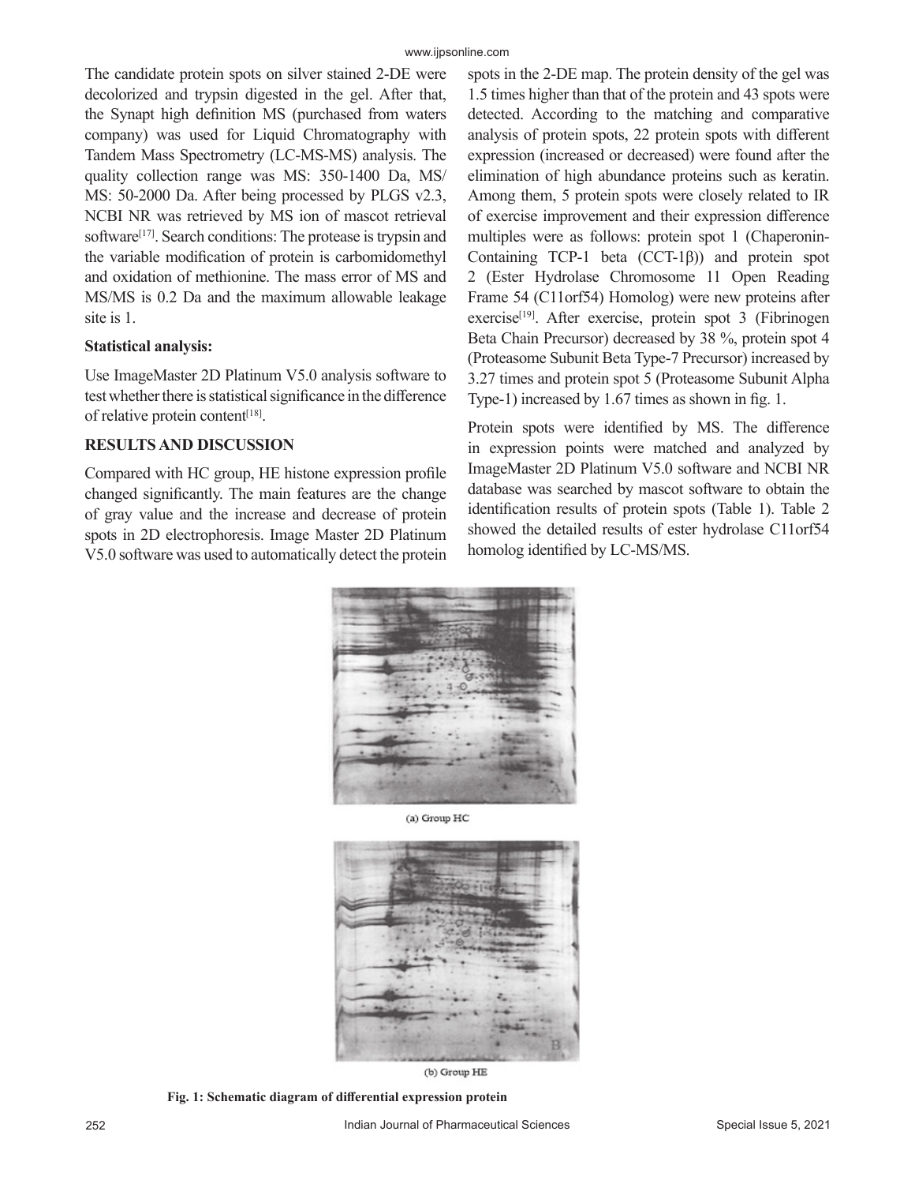The candidate protein spots on silver stained 2-DE were decolorized and trypsin digested in the gel. After that, the Synapt high definition MS (purchased from waters company) was used for Liquid Chromatography with Tandem Mass Spectrometry (LC-MS-MS) analysis. The quality collection range was MS: 350-1400 Da, MS/MS: 50-2000 Da. After being processed by PLGS v2.3, NCBI NR was retrieved by MS ion of mascot retrieval software[17]. Search conditions: The protease is trypsin and the variable modification of protein is carbomidomethyl and oxidation of methionine. The mass error of MS and MS/MS is 0.2 Da and the maximum allowable leakage site is 1.

**Statistical analysis:**

Use ImageMaster 2D Platinum V5.0 analysis software to test whether there is statistical significance in the difference of relative protein content[18].

## RESULTS AND DISCUSSION

Compared with HC group, HE histone expression profile changed significantly. The main features are the change of gray value and the increase and decrease of protein spots in 2D electrophoresis. Image Master 2D Platinum V5.0 software was used to automatically detect the protein spots in the 2-DE map. The protein density of the gel was 1.5 times higher than that of the protein and 43 spots were detected. According to the matching and comparative analysis of protein spots, 22 protein spots with different expression (increased or decreased) were found after the elimination of high abundance proteins such as keratin. Among them, 5 protein spots were closely related to IR of exercise improvement and their expression difference multiples were as follows: protein spot 1 (Chaperonin-Containing TCP-1 beta (CCT-1β)) and protein spot 2 (Ester Hydrolase Chromosome 11 Open Reading Frame 54 (C11orf54) Homolog) were new proteins after exercise[19]. After exercise, protein spot 3 (Fibrinogen Beta Chain Precursor) decreased by 38 %, protein spot 4 (Proteasome Subunit Beta Type-7 Precursor) increased by 3.27 times and protein spot 5 (Proteasome Subunit Alpha Type-1) increased by 1.67 times as shown in fig. 1.

Protein spots were identified by MS. The difference in expression points were matched and analyzed by ImageMaster 2D Platinum V5.0 software and NCBI NR database was searched by mascot software to obtain the identification results of protein spots (Table 1). Table 2 showed the detailed results of ester hydrolase C11orf54 homolog identified by LC-MS/MS.

(a) Group HC

(b) Group HE

**Fig. 1: Schematic diagram of differential expression protein**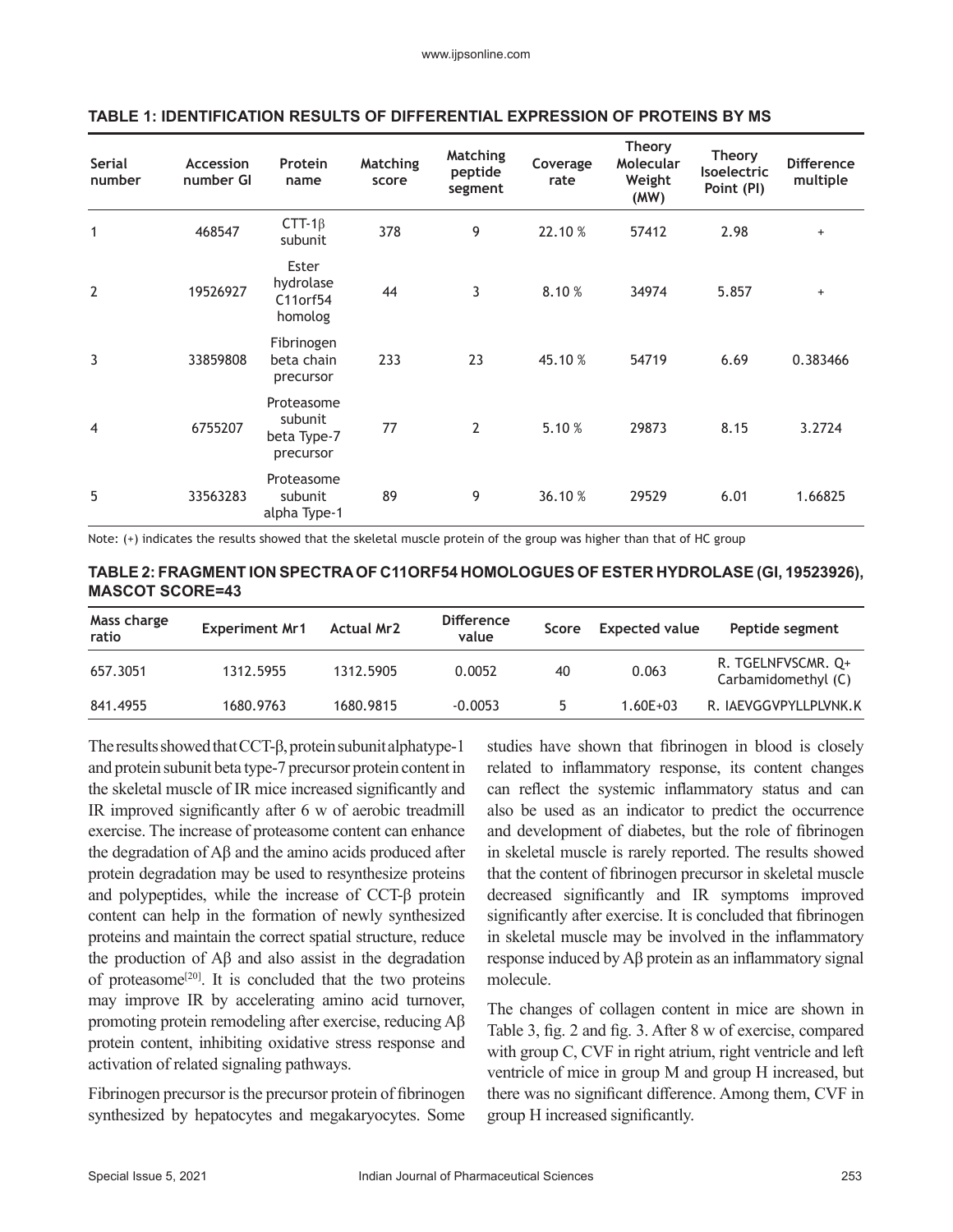**TABLE 1: IDENTIFICATION RESULTS OF DIFFERENTIAL EXPRESSION OF PROTEINS BY MS**

| Serial number | Accession number GI | Protein name | Matching score | Matching peptide segment | Coverage rate | Theory Molecular Weight (MW) | Theory Isoelectric Point (PI) | Difference multiple |
|---|---|---|---|---|---|---|---|---|
| 1 | 468547 | CTT-1β subunit | 378 | 9 | 22.10 % | 57412 | 2.98 | + |
| 2 | 19526927 | Ester hydrolase C11orf54 homolog | 44 | 3 | 8.10 % | 34974 | 5.857 | + |
| 3 | 33859808 | Fibrinogen beta chain precursor | 233 | 23 | 45.10 % | 54719 | 6.69 | 0.383466 |
| 4 | 6755207 | Proteasome subunit beta Type-7 precursor | 77 | 2 | 5.10 % | 29873 | 8.15 | 3.2724 |
| 5 | 33563283 | Proteasome subunit alpha Type-1 | 89 | 9 | 36.10 % | 29529 | 6.01 | 1.66825 |

Note: (+) indicates the results showed that the skeletal muscle protein of the group was higher than that of HC group

**TABLE 2: FRAGMENT ION SPECTRA OF C11ORF54 HOMOLOGUES OF ESTER HYDROLASE (GI, 19523926), MASCOT SCORE=43**

| Mass charge ratio | Experiment Mr1 | Actual Mr2 | Difference value | Score | Expected value | Peptide segment |
|---|---|---|---|---|---|---|
| 657.3051 | 1312.5955 | 1312.5905 | 0.0052 | 40 | 0.063 | R. TGELNFVSCMR. Q+ Carbamidomethyl (C) |
| 841.4955 | 1680.9763 | 1680.9815 | -0.0053 | 5 | 1.60E+03 | R. IAEVGGVPYLLPLVNK.K |

The results showed that CCT-β, protein subunit alphatype-1 and protein subunit beta type-7 precursor protein content in the skeletal muscle of IR mice increased significantly and IR improved significantly after 6 w of aerobic treadmill exercise. The increase of proteasome content can enhance the degradation of Aβ and the amino acids produced after protein degradation may be used to resynthesize proteins and polypeptides, while the increase of CCT-β protein content can help in the formation of newly synthesized proteins and maintain the correct spatial structure, reduce the production of Aβ and also assist in the degradation of proteasome[20]. It is concluded that the two proteins may improve IR by accelerating amino acid turnover, promoting protein remodeling after exercise, reducing Aβ protein content, inhibiting oxidative stress response and activation of related signaling pathways.

Fibrinogen precursor is the precursor protein of fibrinogen synthesized by hepatocytes and megakaryocytes. Some studies have shown that fibrinogen in blood is closely related to inflammatory response, its content changes can reflect the systemic inflammatory status and can also be used as an indicator to predict the occurrence and development of diabetes, but the role of fibrinogen in skeletal muscle is rarely reported. The results showed that the content of fibrinogen precursor in skeletal muscle decreased significantly and IR symptoms improved significantly after exercise. It is concluded that fibrinogen in skeletal muscle may be involved in the inflammatory response induced by Aβ protein as an inflammatory signal molecule.

The changes of collagen content in mice are shown in Table 3, fig. 2 and fig. 3. After 8 w of exercise, compared with group C, CVF in right atrium, right ventricle and left ventricle of mice in group M and group H increased, but there was no significant difference. Among them, CVF in group H increased significantly.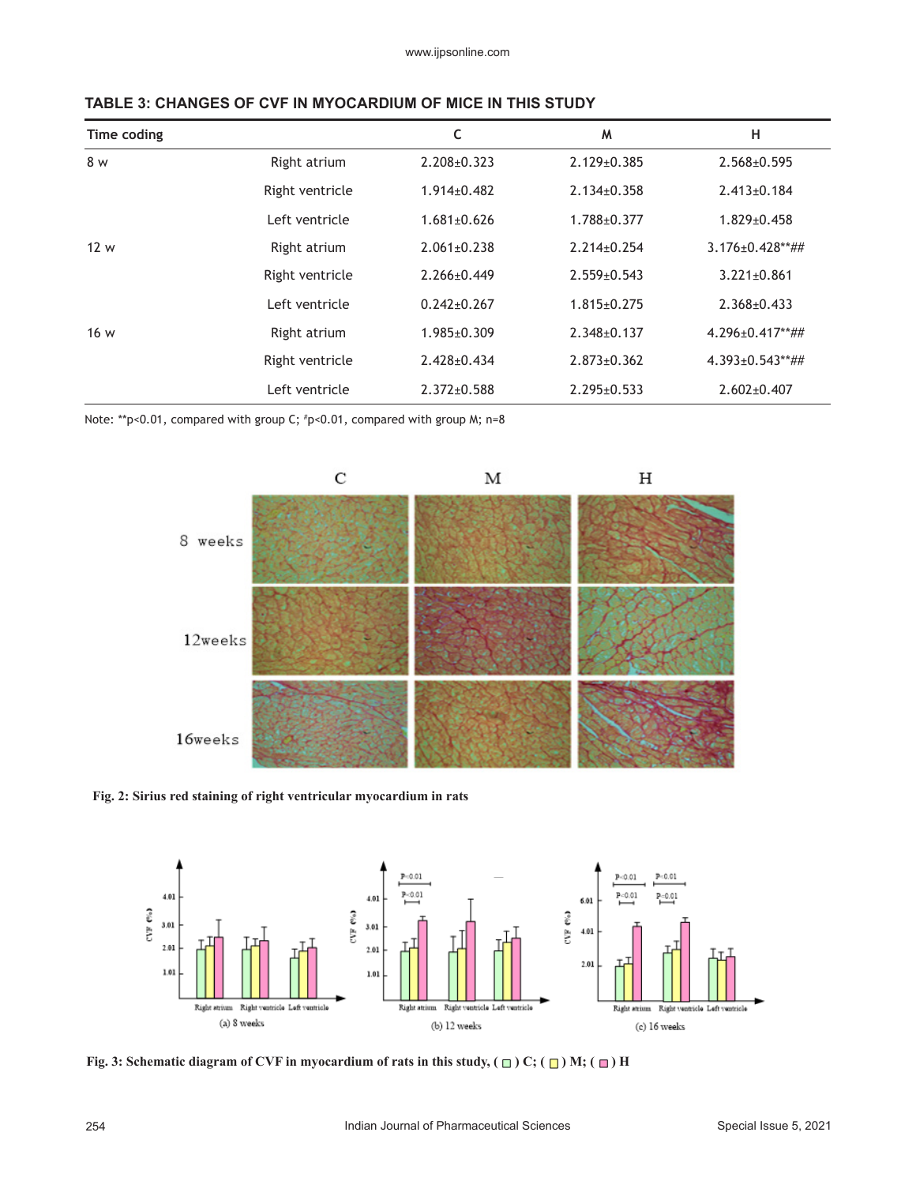**TABLE 3: CHANGES OF CVF IN MYOCARDIUM OF MICE IN THIS STUDY**

| Time coding | | C | M | H |
|---|---|---|---|---|
| 8 w | Right atrium | 2.208±0.323 | 2.129±0.385 | 2.568±0.595 |
| | Right ventricle | 1.914±0.482 | 2.134±0.358 | 2.413±0.184 |
| | Left ventricle | 1.681±0.626 | 1.788±0.377 | 1.829±0.458 |
| 12 w | Right atrium | 2.061±0.238 | 2.214±0.254 | 3.176±0.428**## |
| | Right ventricle | 2.266±0.449 | 2.559±0.543 | 3.221±0.861 |
| | Left ventricle | 0.242±0.267 | 1.815±0.275 | 2.368±0.433 |
| 16 w | Right atrium | 1.985±0.309 | 2.348±0.137 | 4.296±0.417**## |
| | Right ventricle | 2.428±0.434 | 2.873±0.362 | 4.393±0.543**## |
| | Left ventricle | 2.372±0.588 | 2.295±0.533 | 2.602±0.407 |

Note: **p<0.01, compared with group C; #p<0.01, compared with group M; n=8

Fig. 2: Sirius red staining of right ventricular myocardium in rats

Fig. 3: Schematic diagram of CVF in myocardium of rats in this study, ( □ ) C; ( □ ) M; ( □ ) H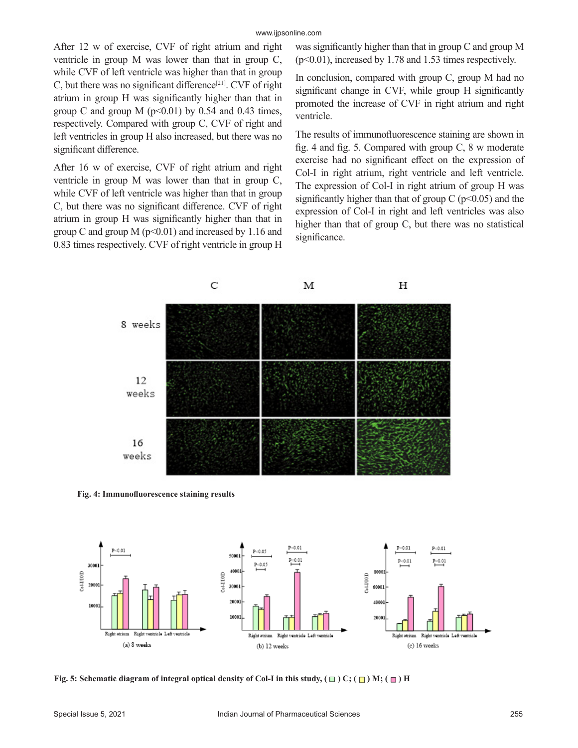After 12 w of exercise, CVF of right atrium and right ventricle in group M was lower than that in group C, while CVF of left ventricle was higher than that in group C, but there was no significant difference[21]. CVF of right atrium in group H was significantly higher than that in group C and group M ($p<0.01$) by 0.54 and 0.43 times, respectively. Compared with group C, CVF of right and left ventricles in group H also increased, but there was no significant difference.

After 16 w of exercise, CVF of right atrium and right ventricle in group M was lower than that in group C, while CVF of left ventricle was higher than that in group C, but there was no significant difference. CVF of right atrium in group H was significantly higher than that in group C and group M ($p<0.01$) and increased by 1.16 and 0.83 times respectively. CVF of right ventricle in group H was significantly higher than that in group C and group M ($p<0.01$), increased by 1.78 and 1.53 times respectively.

In conclusion, compared with group C, group M had no significant change in CVF, while group H significantly promoted the increase of CVF in right atrium and right ventricle.

The results of immunofluorescence staining are shown in fig. 4 and fig. 5. Compared with group C, 8 w moderate exercise had no significant effect on the expression of Col-I in right atrium, right ventricle and left ventricle. The expression of Col-I in right atrium of group H was significantly higher than that of group C ($p<0.05$) and the expression of Col-I in right and left ventricles was also higher than that of group C, but there was no statistical significance.

**Fig. 4: Immunofluorescence staining results**

**Fig. 5: Schematic diagram of integral optical density of Col-I in this study, (□) C; (□) M; (□) H**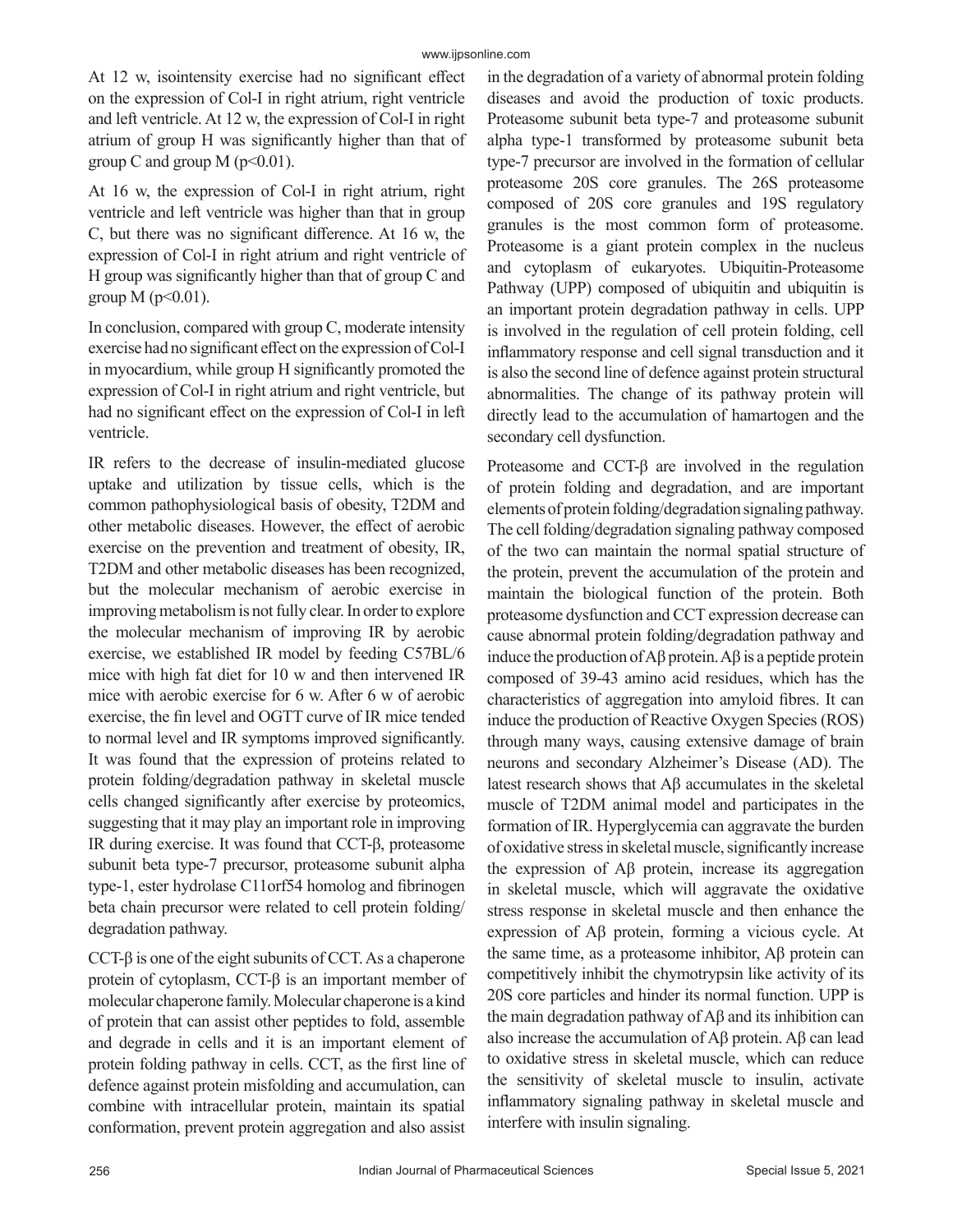At 12 w, isointensity exercise had no significant effect on the expression of Col-I in right atrium, right ventricle and left ventricle. At 12 w, the expression of Col-I in right atrium of group H was significantly higher than that of group C and group M ($p<0.01$).

At 16 w, the expression of Col-I in right atrium, right ventricle and left ventricle was higher than that in group C, but there was no significant difference. At 16 w, the expression of Col-I in right atrium and right ventricle of H group was significantly higher than that of group C and group M ($p<0.01$).

In conclusion, compared with group C, moderate intensity exercise had no significant effect on the expression of Col-I in myocardium, while group H significantly promoted the expression of Col-I in right atrium and right ventricle, but had no significant effect on the expression of Col-I in left ventricle.

IR refers to the decrease of insulin-mediated glucose uptake and utilization by tissue cells, which is the common pathophysiological basis of obesity, T2DM and other metabolic diseases. However, the effect of aerobic exercise on the prevention and treatment of obesity, IR, T2DM and other metabolic diseases has been recognized, but the molecular mechanism of aerobic exercise in improving metabolism is not fully clear. In order to explore the molecular mechanism of improving IR by aerobic exercise, we established IR model by feeding C57BL/6 mice with high fat diet for 10 w and then intervened IR mice with aerobic exercise for 6 w. After 6 w of aerobic exercise, the fin level and OGTT curve of IR mice tended to normal level and IR symptoms improved significantly. It was found that the expression of proteins related to protein folding/degradation pathway in skeletal muscle cells changed significantly after exercise by proteomics, suggesting that it may play an important role in improving IR during exercise. It was found that CCT-β, proteasome subunit beta type-7 precursor, proteasome subunit alpha type-1, ester hydrolase C11orf54 homolog and fibrinogen beta chain precursor were related to cell protein folding/degradation pathway.

CCT-β is one of the eight subunits of CCT. As a chaperone protein of cytoplasm, CCT-β is an important member of molecular chaperone family. Molecular chaperone is a kind of protein that can assist other peptides to fold, assemble and degrade in cells and it is an important element of protein folding pathway in cells. CCT, as the first line of defence against protein misfolding and accumulation, can combine with intracellular protein, maintain its spatial conformation, prevent protein aggregation and also assist in the degradation of a variety of abnormal protein folding diseases and avoid the production of toxic products. Proteasome subunit beta type-7 and proteasome subunit alpha type-1 transformed by proteasome subunit beta type-7 precursor are involved in the formation of cellular proteasome 20S core granules. The 26S proteasome composed of 20S core granules and 19S regulatory granules is the most common form of proteasome. Proteasome is a giant protein complex in the nucleus and cytoplasm of eukaryotes. Ubiquitin-Proteasome Pathway (UPP) composed of ubiquitin and ubiquitin is an important protein degradation pathway in cells. UPP is involved in the regulation of cell protein folding, cell inflammatory response and cell signal transduction and it is also the second line of defence against protein structural abnormalities. The change of its pathway protein will directly lead to the accumulation of hamartogen and the secondary cell dysfunction.

Proteasome and CCT-β are involved in the regulation of protein folding and degradation, and are important elements of protein folding/degradation signaling pathway. The cell folding/degradation signaling pathway composed of the two can maintain the normal spatial structure of the protein, prevent the accumulation of the protein and maintain the biological function of the protein. Both proteasome dysfunction and CCT expression decrease can cause abnormal protein folding/degradation pathway and induce the production of Aβ protein. Aβ is a peptide protein composed of 39-43 amino acid residues, which has the characteristics of aggregation into amyloid fibres. It can induce the production of Reactive Oxygen Species (ROS) through many ways, causing extensive damage of brain neurons and secondary Alzheimer's Disease (AD). The latest research shows that Aβ accumulates in the skeletal muscle of T2DM animal model and participates in the formation of IR. Hyperglycemia can aggravate the burden of oxidative stress in skeletal muscle, significantly increase the expression of Aβ protein, increase its aggregation in skeletal muscle, which will aggravate the oxidative stress response in skeletal muscle and then enhance the expression of Aβ protein, forming a vicious cycle. At the same time, as a proteasome inhibitor, Aβ protein can competitively inhibit the chymotrypsin like activity of its 20S core particles and hinder its normal function. UPP is the main degradation pathway of Aβ and its inhibition can also increase the accumulation of Aβ protein. Aβ can lead to oxidative stress in skeletal muscle, which can reduce the sensitivity of skeletal muscle to insulin, activate inflammatory signaling pathway in skeletal muscle and interfere with insulin signaling.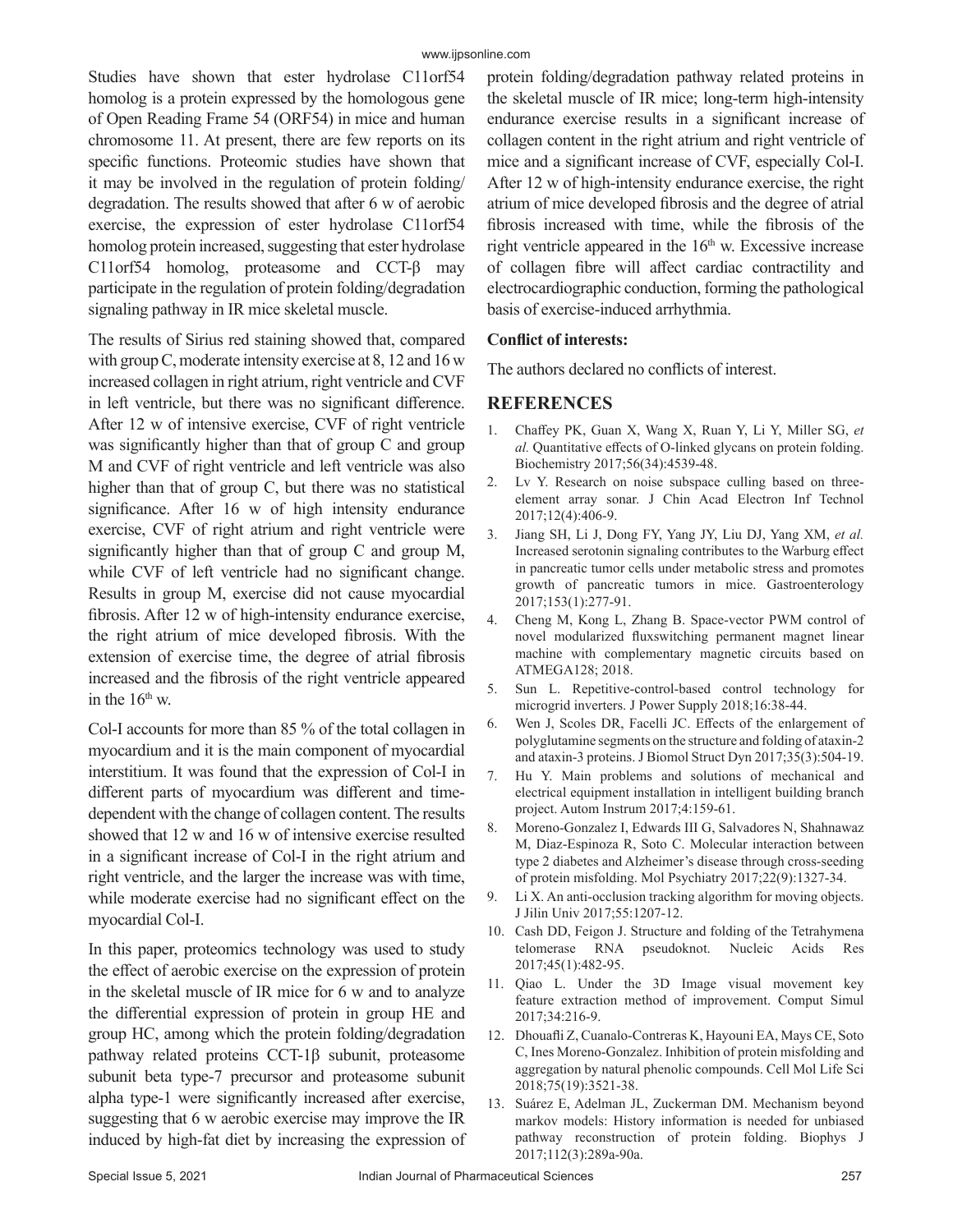Studies have shown that ester hydrolase C11orf54 homolog is a protein expressed by the homologous gene of Open Reading Frame 54 (ORF54) in mice and human chromosome 11. At present, there are few reports on its specific functions. Proteomic studies have shown that it may be involved in the regulation of protein folding/degradation. The results showed that after 6 w of aerobic exercise, the expression of ester hydrolase C11orf54 homolog protein increased, suggesting that ester hydrolase C11orf54 homolog, proteasome and CCT-β may participate in the regulation of protein folding/degradation signaling pathway in IR mice skeletal muscle.

The results of Sirius red staining showed that, compared with group C, moderate intensity exercise at 8, 12 and 16 w increased collagen in right atrium, right ventricle and CVF in left ventricle, but there was no significant difference. After 12 w of intensive exercise, CVF of right ventricle was significantly higher than that of group C and group M and CVF of right ventricle and left ventricle was also higher than that of group C, but there was no statistical significance. After 16 w of high intensity endurance exercise, CVF of right atrium and right ventricle were significantly higher than that of group C and group M, while CVF of left ventricle had no significant change. Results in group M, exercise did not cause myocardial fibrosis. After 12 w of high-intensity endurance exercise, the right atrium of mice developed fibrosis. With the extension of exercise time, the degree of atrial fibrosis increased and the fibrosis of the right ventricle appeared in the $16^{th}$ w.

Col-I accounts for more than 85 % of the total collagen in myocardium and it is the main component of myocardial interstitium. It was found that the expression of Col-I in different parts of myocardium was different and time-dependent with the change of collagen content. The results showed that 12 w and 16 w of intensive exercise resulted in a significant increase of Col-I in the right atrium and right ventricle, and the larger the increase was with time, while moderate exercise had no significant effect on the myocardial Col-I.

In this paper, proteomics technology was used to study the effect of aerobic exercise on the expression of protein in the skeletal muscle of IR mice for 6 w and to analyze the differential expression of protein in group HE and group HC, among which the protein folding/degradation pathway related proteins CCT-1β subunit, proteasome subunit beta type-7 precursor and proteasome subunit alpha type-1 were significantly increased after exercise, suggesting that 6 w aerobic exercise may improve the IR induced by high-fat diet by increasing the expression of protein folding/degradation pathway related proteins in the skeletal muscle of IR mice; long-term high-intensity endurance exercise results in a significant increase of collagen content in the right atrium and right ventricle of mice and a significant increase of CVF, especially Col-I. After 12 w of high-intensity endurance exercise, the right atrium of mice developed fibrosis and the degree of atrial fibrosis increased with time, while the fibrosis of the right ventricle appeared in the $16^{th}$ w. Excessive increase of collagen fibre will affect cardiac contractility and electrocardiographic conduction, forming the pathological basis of exercise-induced arrhythmia.

**Conflict of interests:**

The authors declared no conflicts of interest.

## REFERENCES

1. Chaffey PK, Guan X, Wang X, Ruan Y, Li Y, Miller SG, *et al.* Quantitative effects of O-linked glycans on protein folding. Biochemistry 2017;56(34):4539-48.
2. Lv Y. Research on noise subspace culling based on three-element array sonar. J Chin Acad Electron Inf Technol 2017;12(4):406-9.
3. Jiang SH, Li J, Dong FY, Yang JY, Liu DJ, Yang XM, *et al.* Increased serotonin signaling contributes to the Warburg effect in pancreatic tumor cells under metabolic stress and promotes growth of pancreatic tumors in mice. Gastroenterology 2017;153(1):277-91.
4. Cheng M, Kong L, Zhang B. Space-vector PWM control of novel modularized fluxswitching permanent magnet linear machine with complementary magnetic circuits based on ATMEGA128; 2018.
5. Sun L. Repetitive-control-based control technology for microgrid inverters. J Power Supply 2018;16:38-44.
6. Wen J, Scoles DR, Facelli JC. Effects of the enlargement of polyglutamine segments on the structure and folding of ataxin-2 and ataxin-3 proteins. J Biomol Struct Dyn 2017;35(3):504-19.
7. Hu Y. Main problems and solutions of mechanical and electrical equipment installation in intelligent building branch project. Autom Instrum 2017;4:159-61.
8. Moreno-Gonzalez I, Edwards III G, Salvadores N, Shahnawaz M, Diaz-Espinoza R, Soto C. Molecular interaction between type 2 diabetes and Alzheimer's disease through cross-seeding of protein misfolding. Mol Psychiatry 2017;22(9):1327-34.
9. Li X. An anti-occlusion tracking algorithm for moving objects. J Jilin Univ 2017;55:1207-12.
10. Cash DD, Feigon J. Structure and folding of the Tetrahymena telomerase RNA pseudoknot. Nucleic Acids Res 2017;45(1):482-95.
11. Qiao L. Under the 3D Image visual movement key feature extraction method of improvement. Comput Simul 2017;34:216-9.
12. Dhouafli Z, Cuanalo-Contreras K, Hayouni EA, Mays CE, Soto C, Ines Moreno-Gonzalez. Inhibition of protein misfolding and aggregation by natural phenolic compounds. Cell Mol Life Sci 2018;75(19):3521-38.
13. Suárez E, Adelman JL, Zuckerman DM. Mechanism beyond markov models: History information is needed for unbiased pathway reconstruction of protein folding. Biophys J 2017;112(3):289a-90a.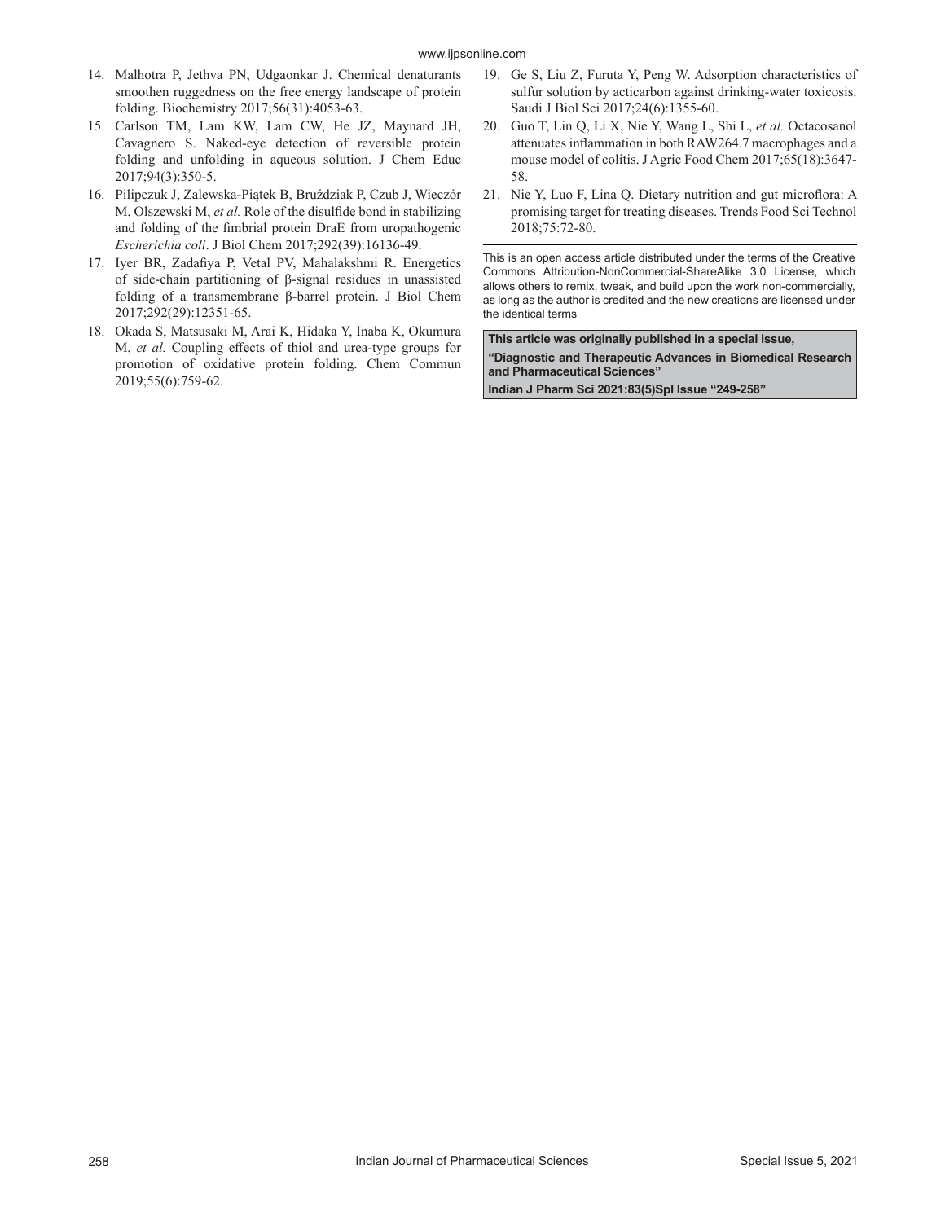14. Malhotra P, Jethva PN, Udgaonkar J. Chemical denaturants smoothen ruggedness on the free energy landscape of protein folding. Biochemistry 2017;56(31):4053-63.
15. Carlson TM, Lam KW, Lam CW, He JZ, Maynard JH, Cavagnero S. Naked-eye detection of reversible protein folding and unfolding in aqueous solution. J Chem Educ 2017;94(3):350-5.
16. Pilipczuk J, Zalewska-Piątek B, Bruździak P, Czub J, Wieczór M, Olszewski M, *et al.* Role of the disulfide bond in stabilizing and folding of the fimbrial protein DraE from uropathogenic *Escherichia coli*. J Biol Chem 2017;292(39):16136-49.
17. Iyer BR, Zadafiya P, Vetal PV, Mahalakshmi R. Energetics of side-chain partitioning of β-signal residues in unassisted folding of a transmembrane β-barrel protein. J Biol Chem 2017;292(29):12351-65.
18. Okada S, Matsusaki M, Arai K, Hidaka Y, Inaba K, Okumura M, *et al.* Coupling effects of thiol and urea-type groups for promotion of oxidative protein folding. Chem Commun 2019;55(6):759-62.
19. Ge S, Liu Z, Furuta Y, Peng W. Adsorption characteristics of sulfur solution by acticarbon against drinking-water toxicosis. Saudi J Biol Sci 2017;24(6):1355-60.
20. Guo T, Lin Q, Li X, Nie Y, Wang L, Shi L, *et al.* Octacosanol attenuates inflammation in both RAW264.7 macrophages and a mouse model of colitis. J Agric Food Chem 2017;65(18):3647-58.
21. Nie Y, Luo F, Lina Q. Dietary nutrition and gut microflora: A promising target for treating diseases. Trends Food Sci Technol 2018;75:72-80.

This is an open access article distributed under the terms of the Creative Commons Attribution-NonCommercial-ShareAlike 3.0 License, which allows others to remix, tweak, and build upon the work non-commercially, as long as the author is credited and the new creations are licensed under the identical terms

**This article was originally published in a special issue, "Diagnostic and Therapeutic Advances in Biomedical Research and Pharmaceutical Sciences"**
**Indian J Pharm Sci 2021:83(5)Spl Issue "249-258"**